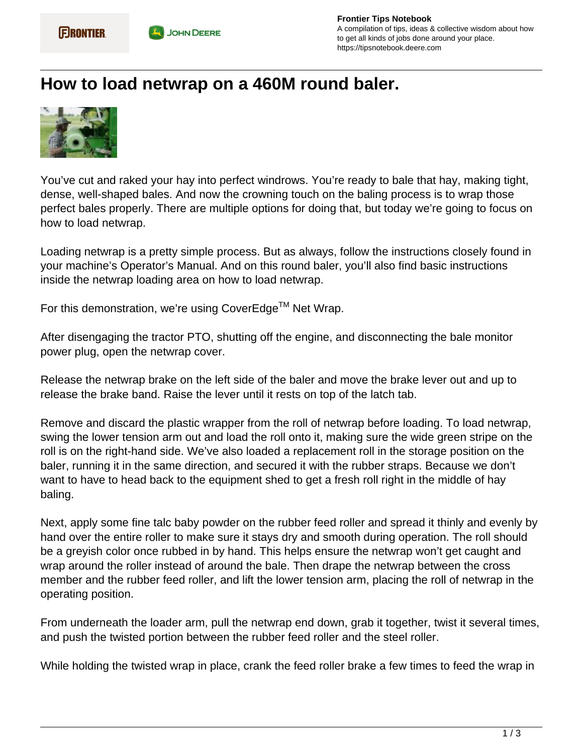# How to load netwrap on a 460M round baler.

You've cut and raked your hay into perfect windrows. You're ready to bale that hay, making tight, dense, well-shaped bales. And now the crowning touch on the baling process is to wrap those perfect bales properly. There are multiple options for doing that, but today we're going to focus on how to load netwrap.

Loading netwrap is a pretty simple process. But as always, follow the instructions closely found in your machine's Operator's Manual. And on this round baler, you'll also find basic instructions inside the netwrap loading area on how to load netwrap.

For this demonstration, we're using CoverEdge™ Net Wrap.

After disengaging the tractor PTO, shutting off the engine, and disconnecting the bale monitor power plug, open the netwrap cover.

Release the netwrap brake on the left side of the baler and move the brake lever out and up to release the brake band. Raise the lever until it rests on top of the latch tab.

Remove and discard the plastic wrapper from the roll of netwrap before loading. To load netwrap, swing the lower tension arm out and load the roll onto it, making sure the wide green stripe on the roll is on the right-hand side. We've also loaded a replacement roll in the storage position on the baler, running it in the same direction, and secured it with the rubber straps. Because we don't want to have to head back to the equipment shed to get a fresh roll right in the middle of hay baling.

Next, apply some fine talc baby powder on the rubber feed roller and spread it thinly and evenly by hand over the entire roller to make sure it stays dry and smooth during operation. The roll should be a greyish color once rubbed in by hand. This helps ensure the netwrap won't get caught and wrap around the roller instead of around the bale. Then drape the netwrap between the cross member and the rubber feed roller, and lift the lower tension arm, placing the roll of netwrap in the operating position.

From underneath the loader arm, pull the netwrap end down, grab it together, twist it several times, and push the twisted portion between the rubber feed roller and the steel roller.

While holding the twisted wrap in place, crank the feed roller brake a few times to feed the wrap in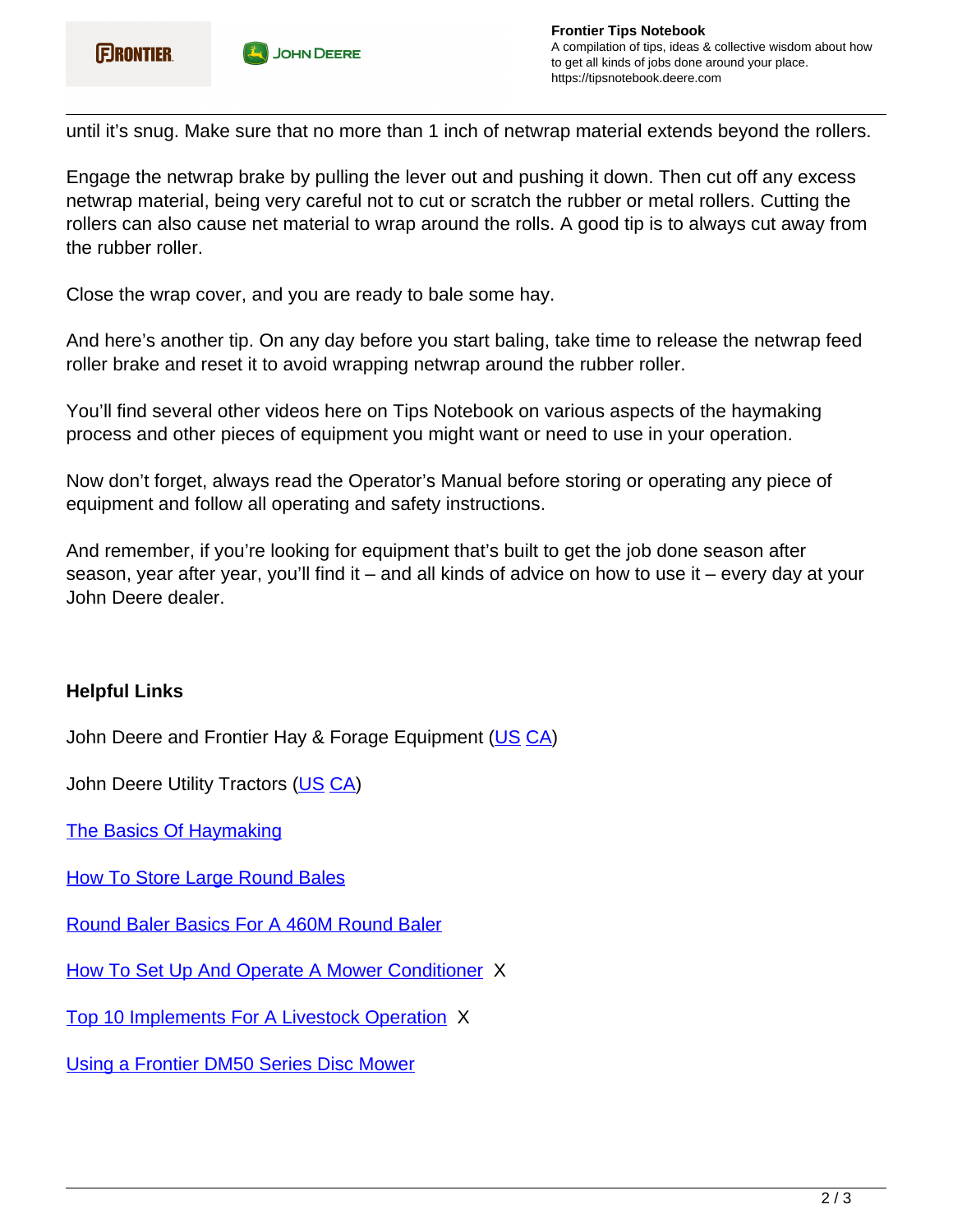until it's snug. Make sure that no more than 1 inch of netwrap material extends beyond the rollers.

Engage the netwrap brake by pulling the lever out and pushing it down. Then cut off any excess netwrap material, being very careful not to cut or scratch the rubber or metal rollers. Cutting the rollers can also cause net material to wrap around the rolls. A good tip is to always cut away from the rubber roller.

Close the wrap cover, and you are ready to bale some hay.

And here's another tip. On any day before you start baling, take time to release the netwrap feed roller brake and reset it to avoid wrapping netwrap around the rubber roller.

You'll find several other videos here on Tips Notebook on various aspects of the haymaking process and other pieces of equipment you might want or need to use in your operation.

Now don't forget, always read the Operator's Manual before storing or operating any piece of equipment and follow all operating and safety instructions.

And remember, if you're looking for equipment that's built to get the job done season after season, year after year, you'll find it – and all kinds of advice on how to use it – every day at your John Deere dealer.

**Helpful Links**

John Deere and Frontier Hay & Forage Equipment (US CA)

John Deere Utility Tractors (US CA)

The Basics Of Haymaking

How To Store Large Round Bales

Round Baler Basics For A 460M Round Baler

How To Set Up And Operate A Mower Conditioner X

Top 10 Implements For A Livestock Operation X

Using a Frontier DM50 Series Disc Mower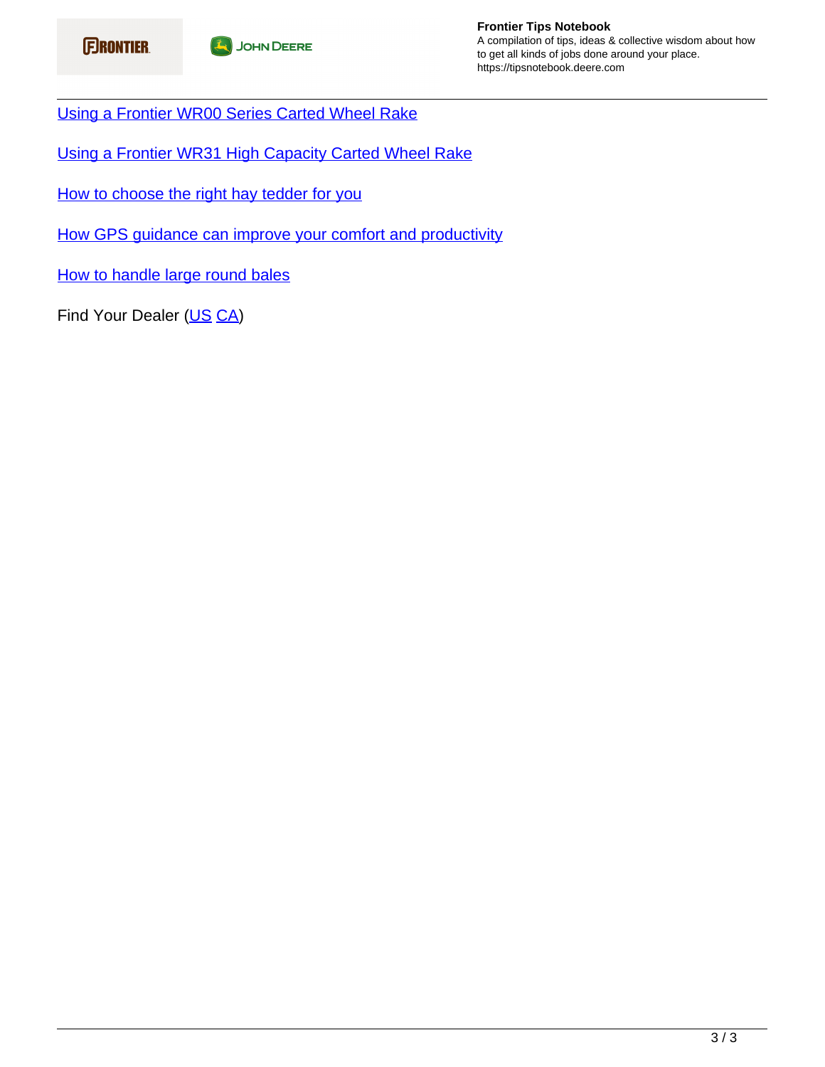[Using a Frontier WR00 Series Carted Wheel Rake]

[Using a Frontier WR31 High Capacity Carted Wheel Rake]

[How to choose the right hay tedder for you]

[How GPS guidance can improve your comfort and productivity]

[How to handle large round bales]

Find Your Dealer ([US] [CA])